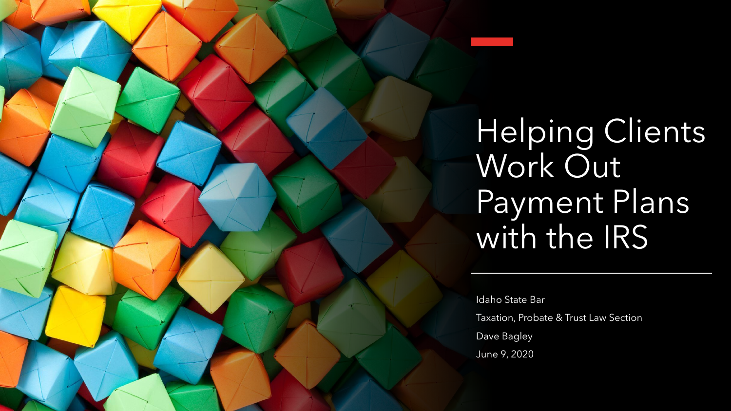# Helping Clients Work Out Payment Plans with the IRS

Idaho State Bar

Taxation, Probate & Trust Law Section

Dave Bagley

June 9, 2020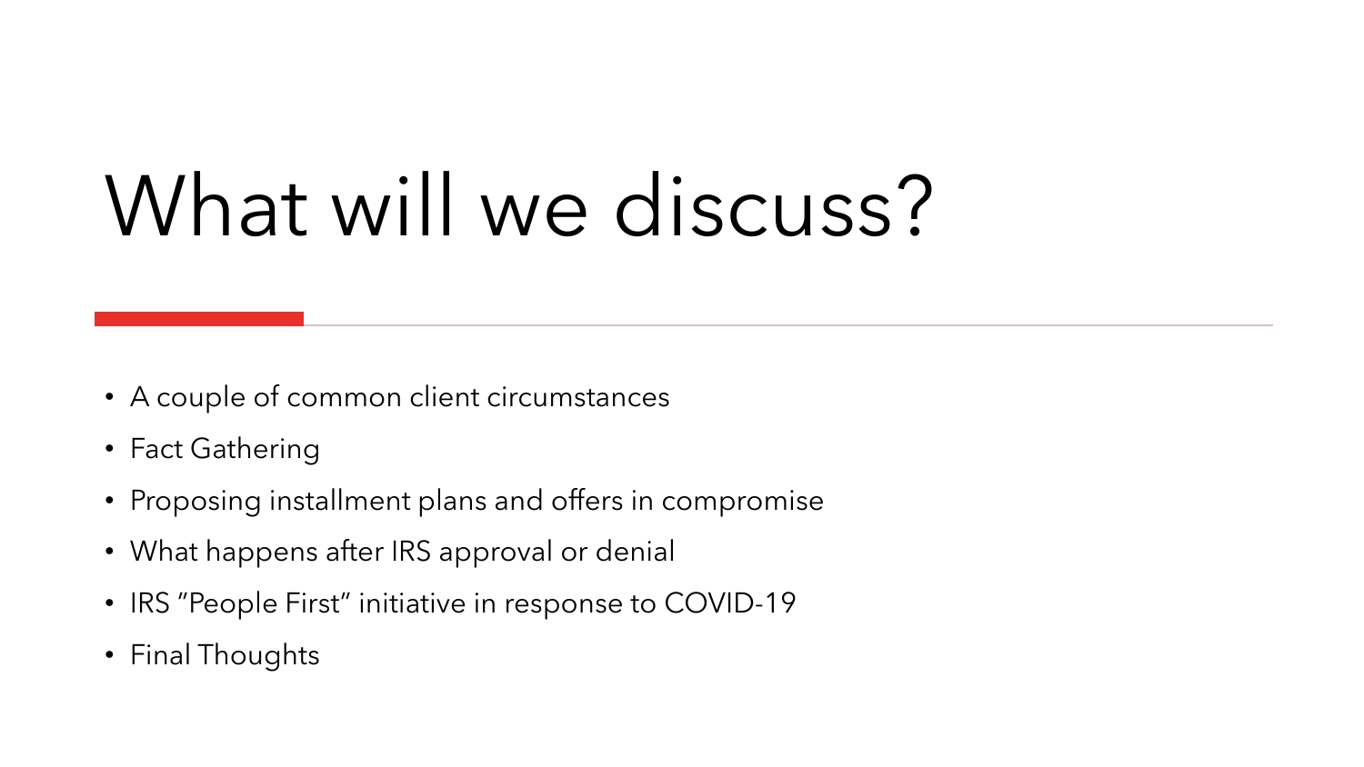# What will we discuss?

- A couple of common client circumstances
- Fact Gathering
- Proposing installment plans and offers in compromise
- What happens after IRS approval or denial
- IRS "People First" initiative in response to COVID-19
- Final Thoughts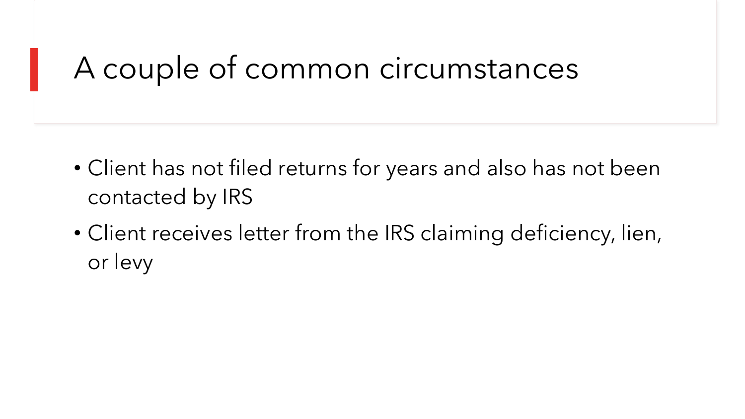# A couple of common circumstances

- Client has not filed returns for years and also has not been contacted by IRS
- Client receives letter from the IRS claiming deficiency, lien, or levy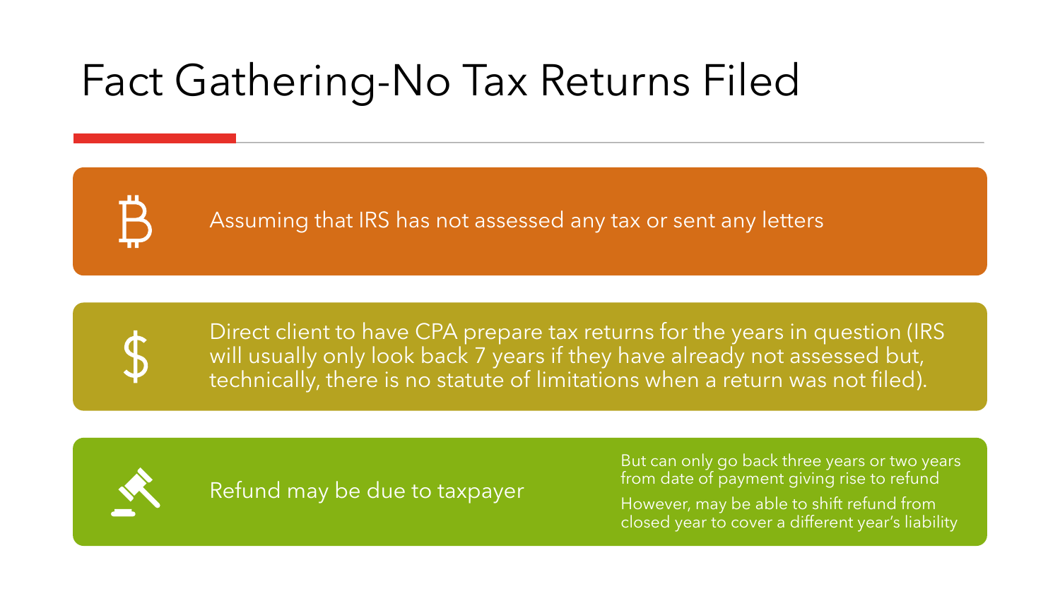# Fact Gathering-No Tax Returns Filed

- Assuming that IRS has not assessed any tax or sent any letters

- Direct client to have CPA prepare tax returns for the years in question (IRS will usually only look back 7 years if they have already not assessed but, technically, there is no statute of limitations when a return was not filed).

- Refund may be due to taxpayer
  - But can only go back three years or two years from date of payment giving rise to refund
  - However, may be able to shift refund from closed year to cover a different year's liability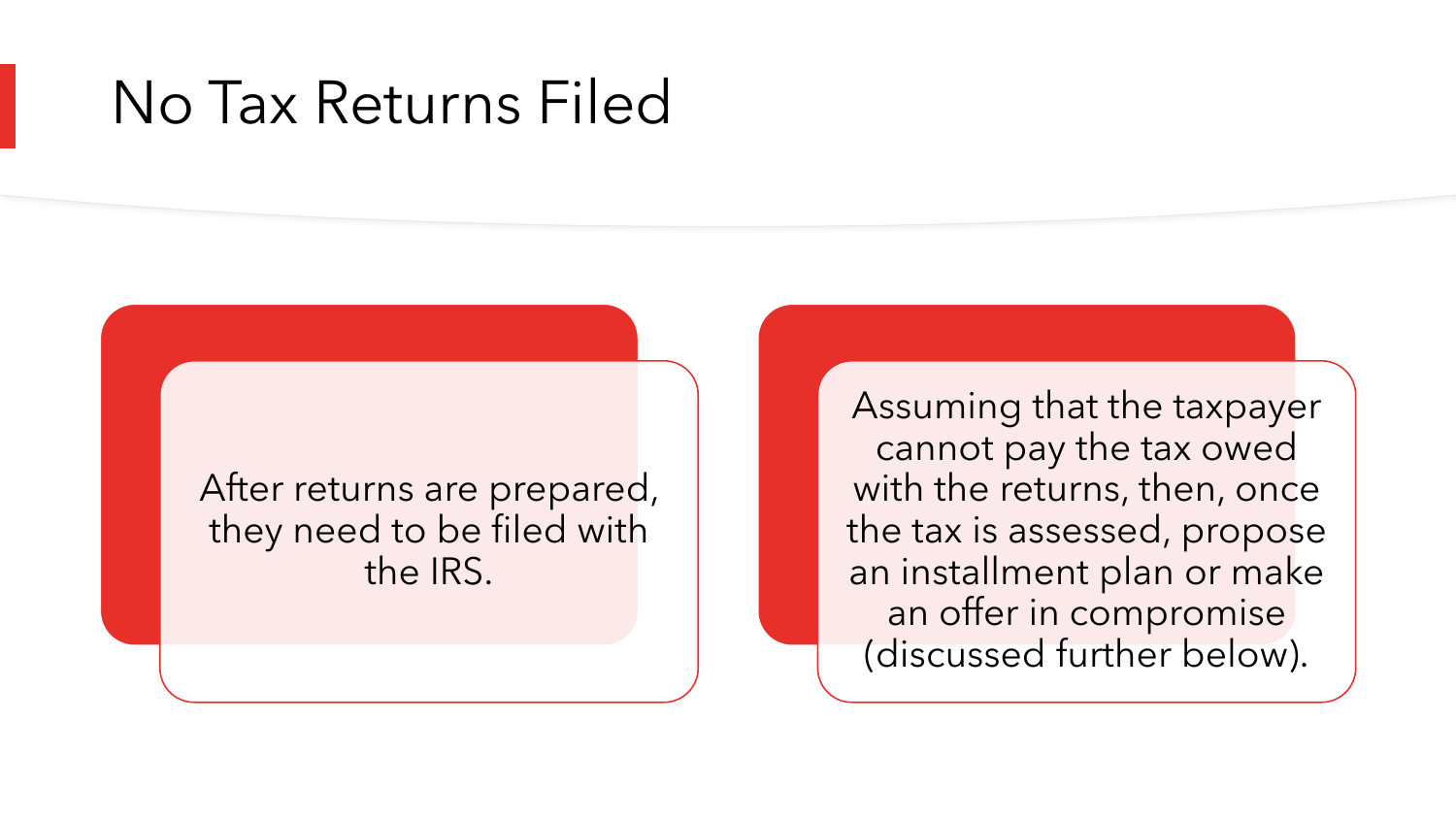# No Tax Returns Filed

After returns are prepared, they need to be filed with the IRS.

Assuming that the taxpayer cannot pay the tax owed with the returns, then, once the tax is assessed, propose an installment plan or make an offer in compromise (discussed further below).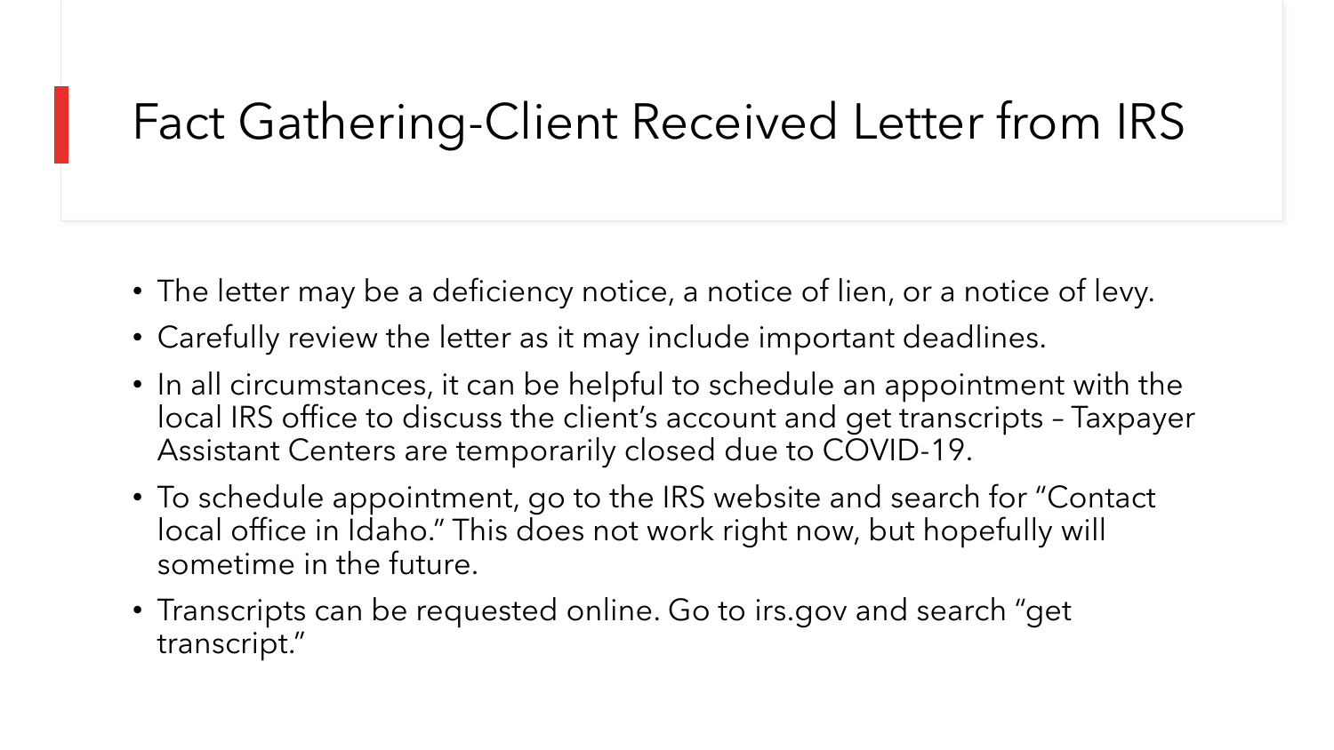# Fact Gathering-Client Received Letter from IRS

- The letter may be a deficiency notice, a notice of lien, or a notice of levy.
- Carefully review the letter as it may include important deadlines.
- In all circumstances, it can be helpful to schedule an appointment with the local IRS office to discuss the client's account and get transcripts – Taxpayer Assistant Centers are temporarily closed due to COVID-19.
- To schedule appointment, go to the IRS website and search for "Contact local office in Idaho." This does not work right now, but hopefully will sometime in the future.
- Transcripts can be requested online. Go to irs.gov and search "get transcript."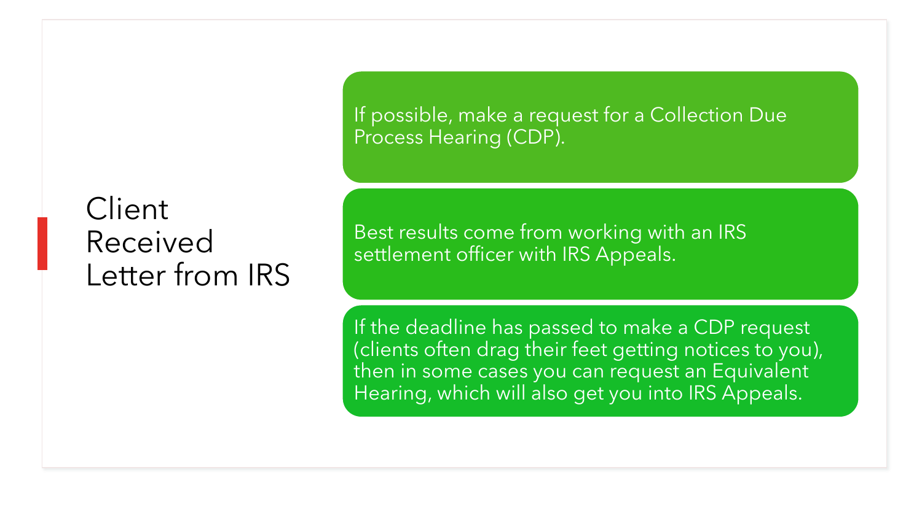# Client Received Letter from IRS

- If possible, make a request for a Collection Due Process Hearing (CDP).
- Best results come from working with an IRS settlement officer with IRS Appeals.
- If the deadline has passed to make a CDP request (clients often drag their feet getting notices to you), then in some cases you can request an Equivalent Hearing, which will also get you into IRS Appeals.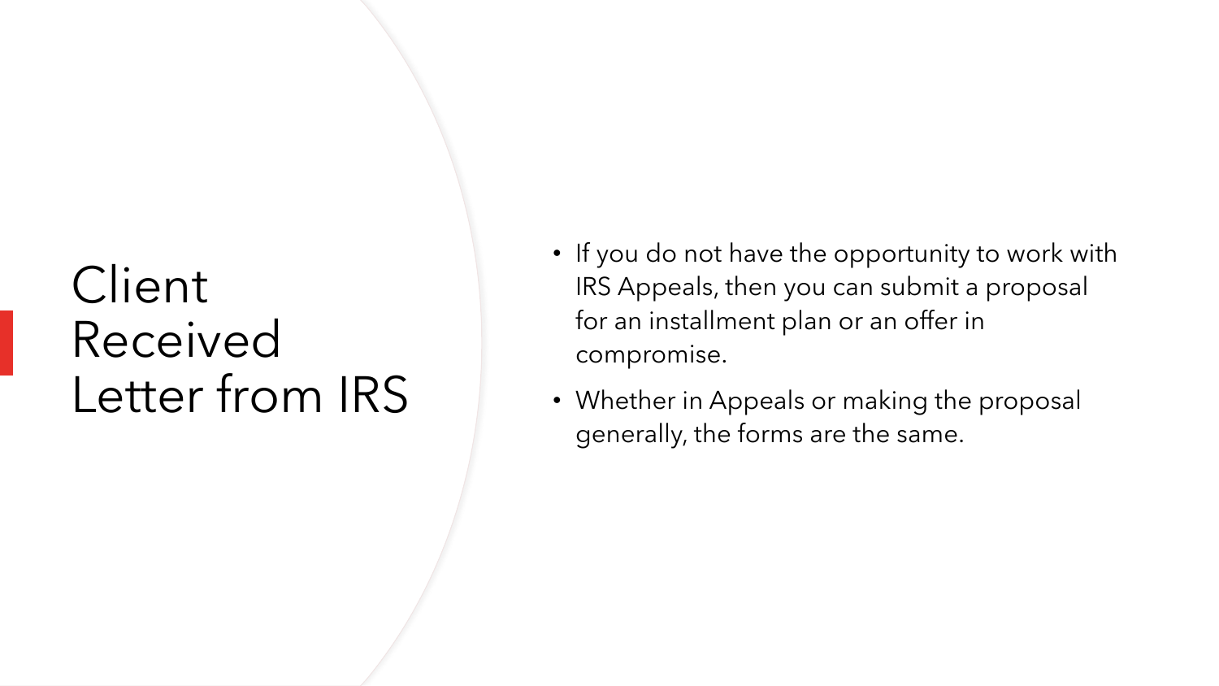# Client Received Letter from IRS

- If you do not have the opportunity to work with IRS Appeals, then you can submit a proposal for an installment plan or an offer in compromise.
- Whether in Appeals or making the proposal generally, the forms are the same.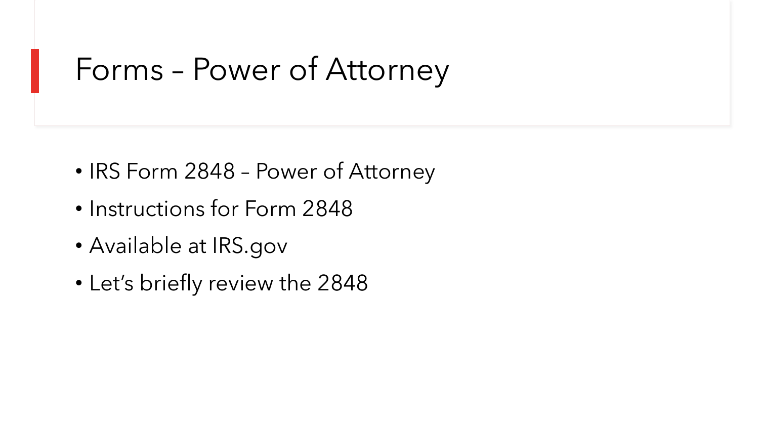# Forms – Power of Attorney

- IRS Form 2848 – Power of Attorney
- Instructions for Form 2848
- Available at IRS.gov
- Let's briefly review the 2848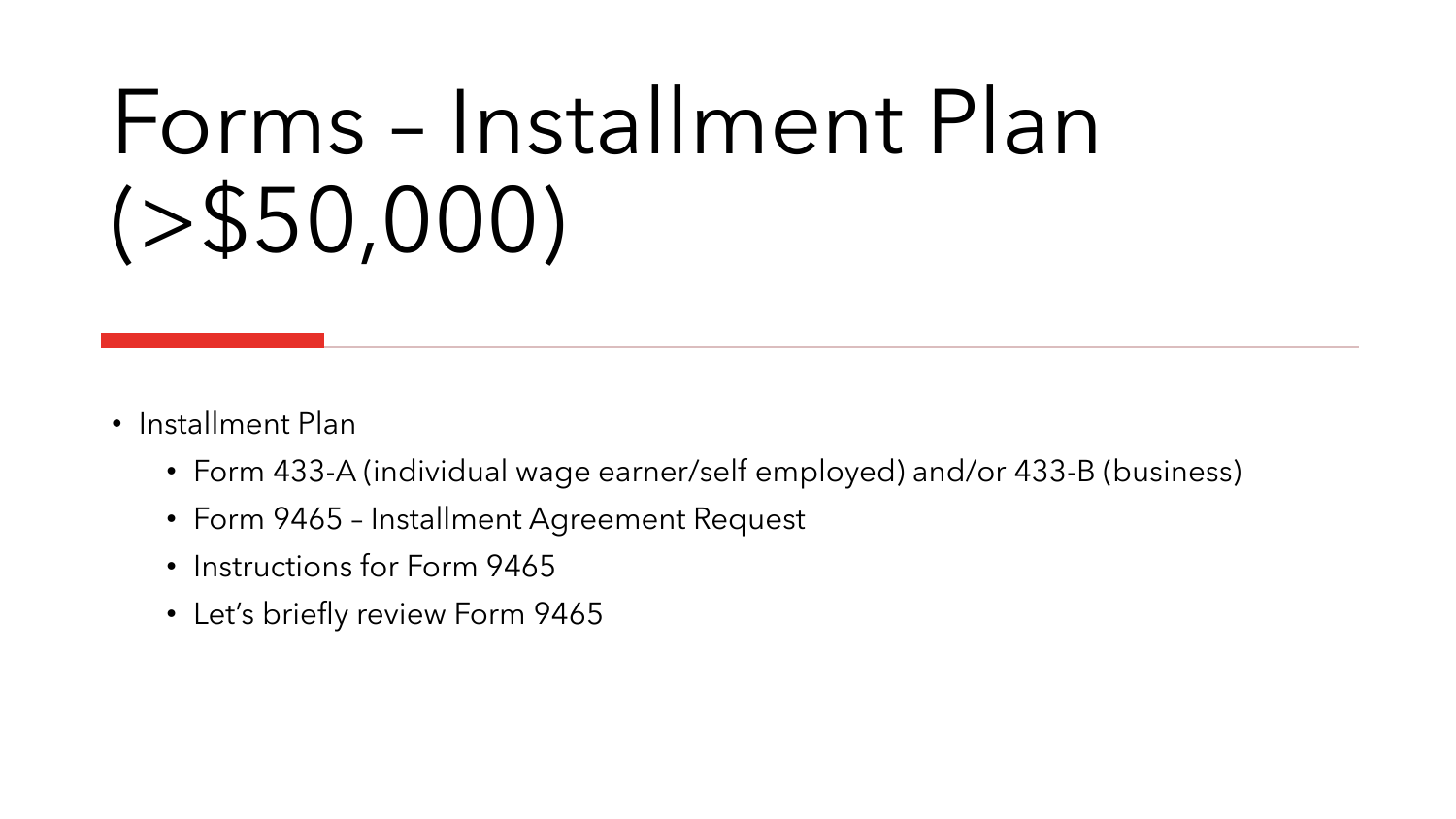# Forms – Installment Plan (>$50,000)

- Installment Plan
  - Form 433-A (individual wage earner/self employed) and/or 433-B (business)
  - Form 9465 – Installment Agreement Request
  - Instructions for Form 9465
  - Let's briefly review Form 9465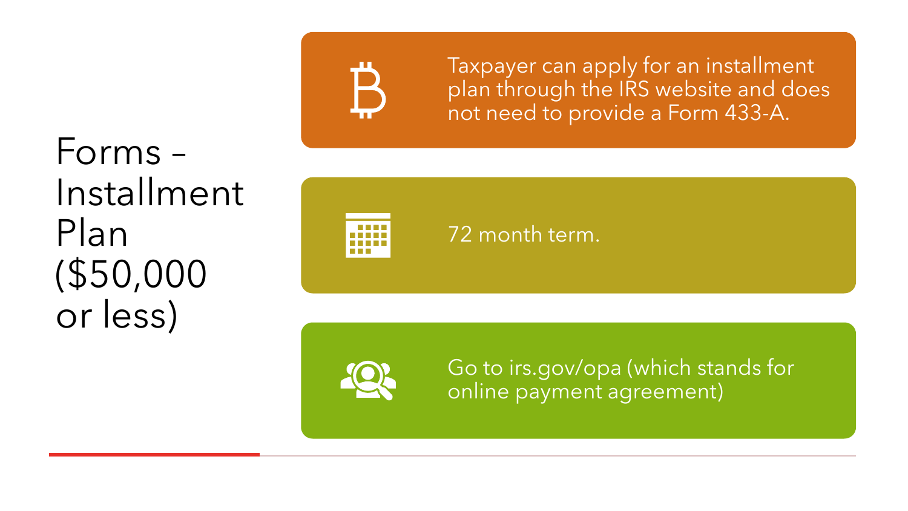# Forms – Installment Plan ($50,000 or less)

- Taxpayer can apply for an installment plan through the IRS website and does not need to provide a Form 433-A.
- 72 month term.
- Go to irs.gov/opa (which stands for online payment agreement)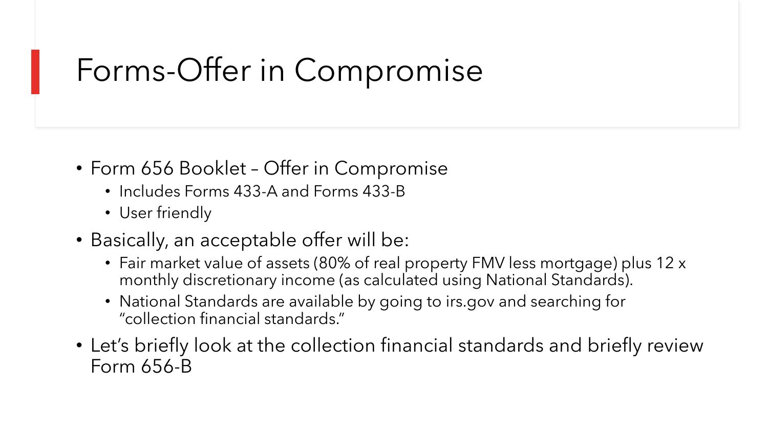# Forms-Offer in Compromise

- Form 656 Booklet – Offer in Compromise
  - Includes Forms 433-A and Forms 433-B
  - User friendly
- Basically, an acceptable offer will be:
  - Fair market value of assets (80% of real property FMV less mortgage) plus 12 x monthly discretionary income (as calculated using National Standards).
  - National Standards are available by going to irs.gov and searching for "collection financial standards."
- Let's briefly look at the collection financial standards and briefly review Form 656-B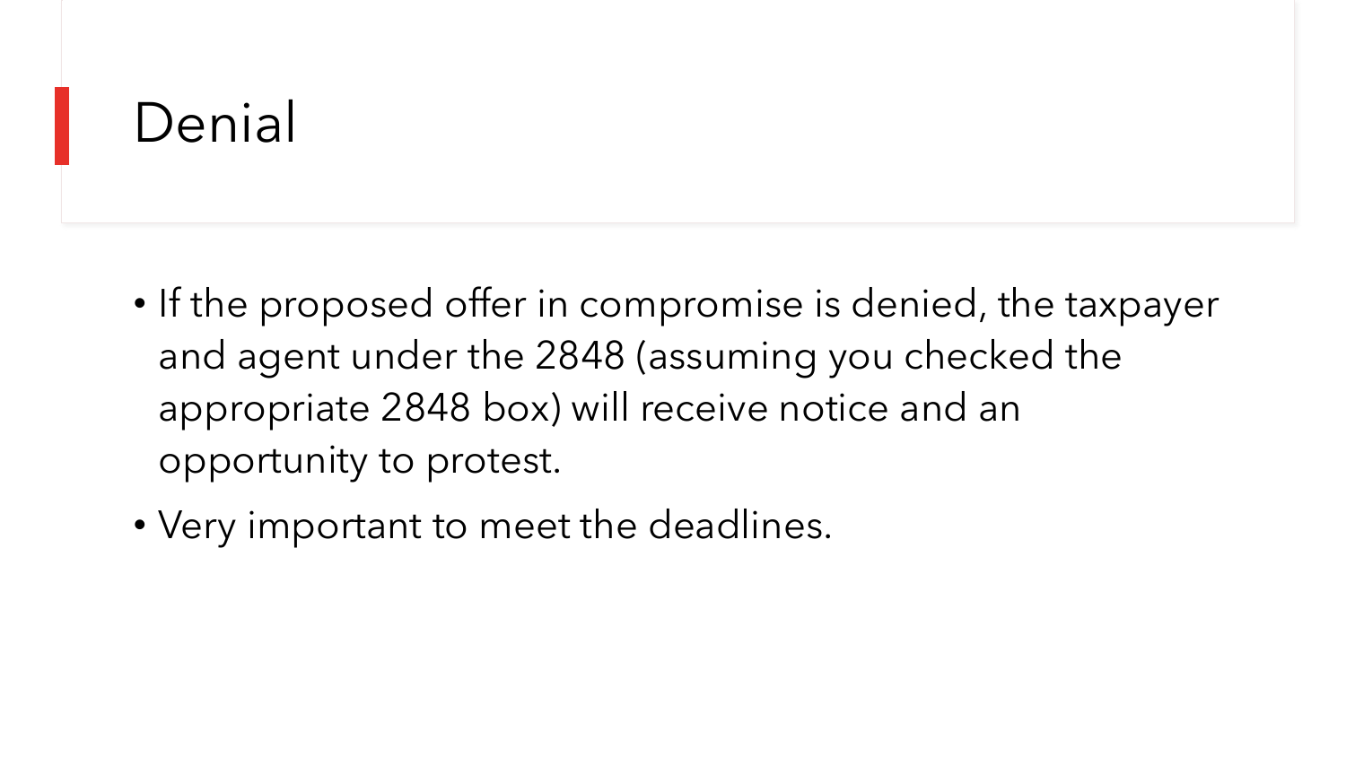# Denial

- If the proposed offer in compromise is denied, the taxpayer and agent under the 2848 (assuming you checked the appropriate 2848 box) will receive notice and an opportunity to protest.
- Very important to meet the deadlines.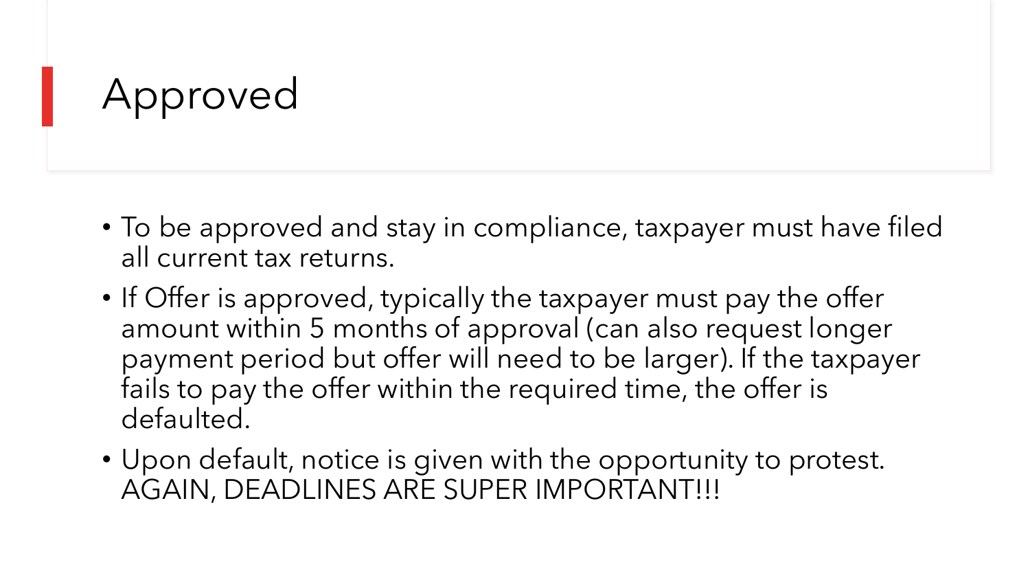# Approved

- To be approved and stay in compliance, taxpayer must have filed all current tax returns.
- If Offer is approved, typically the taxpayer must pay the offer amount within 5 months of approval (can also request longer payment period but offer will need to be larger). If the taxpayer fails to pay the offer within the required time, the offer is defaulted.
- Upon default, notice is given with the opportunity to protest. AGAIN, DEADLINES ARE SUPER IMPORTANT!!!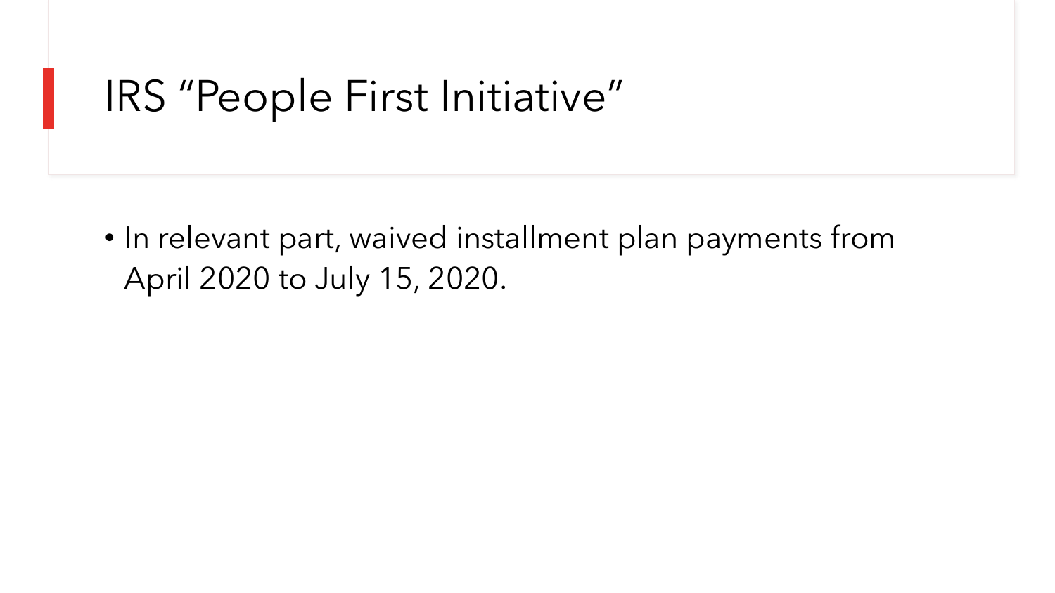# IRS "People First Initiative"

- In relevant part, waived installment plan payments from April 2020 to July 15, 2020.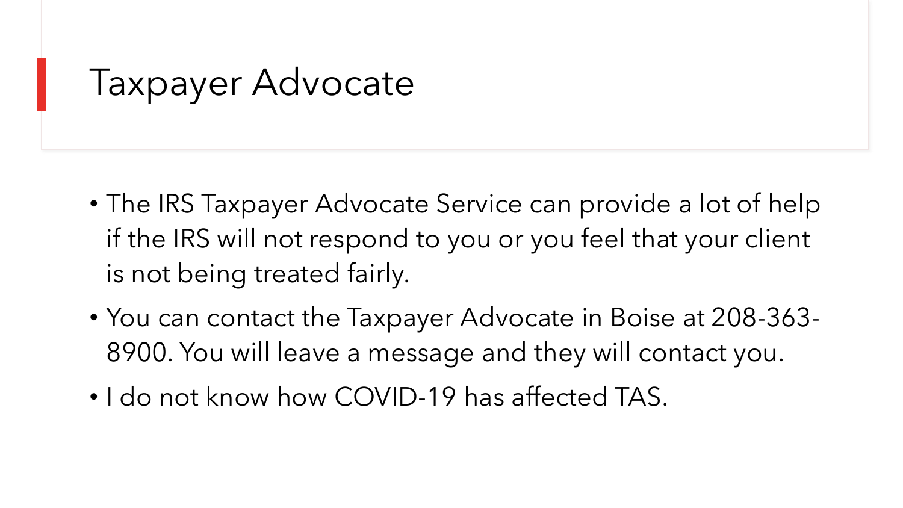# Taxpayer Advocate

- The IRS Taxpayer Advocate Service can provide a lot of help if the IRS will not respond to you or you feel that your client is not being treated fairly.
- You can contact the Taxpayer Advocate in Boise at 208-363-8900. You will leave a message and they will contact you.
- I do not know how COVID-19 has affected TAS.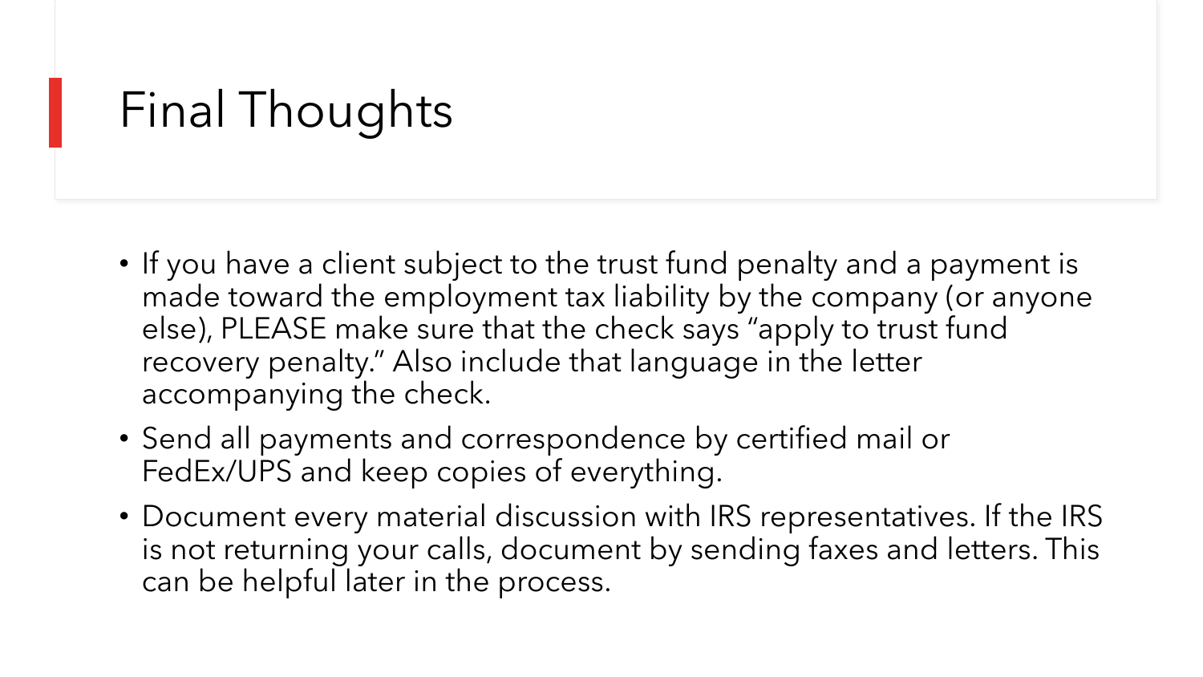# Final Thoughts

- If you have a client subject to the trust fund penalty and a payment is made toward the employment tax liability by the company (or anyone else), PLEASE make sure that the check says "apply to trust fund recovery penalty." Also include that language in the letter accompanying the check.
- Send all payments and correspondence by certified mail or FedEx/UPS and keep copies of everything.
- Document every material discussion with IRS representatives. If the IRS is not returning your calls, document by sending faxes and letters. This can be helpful later in the process.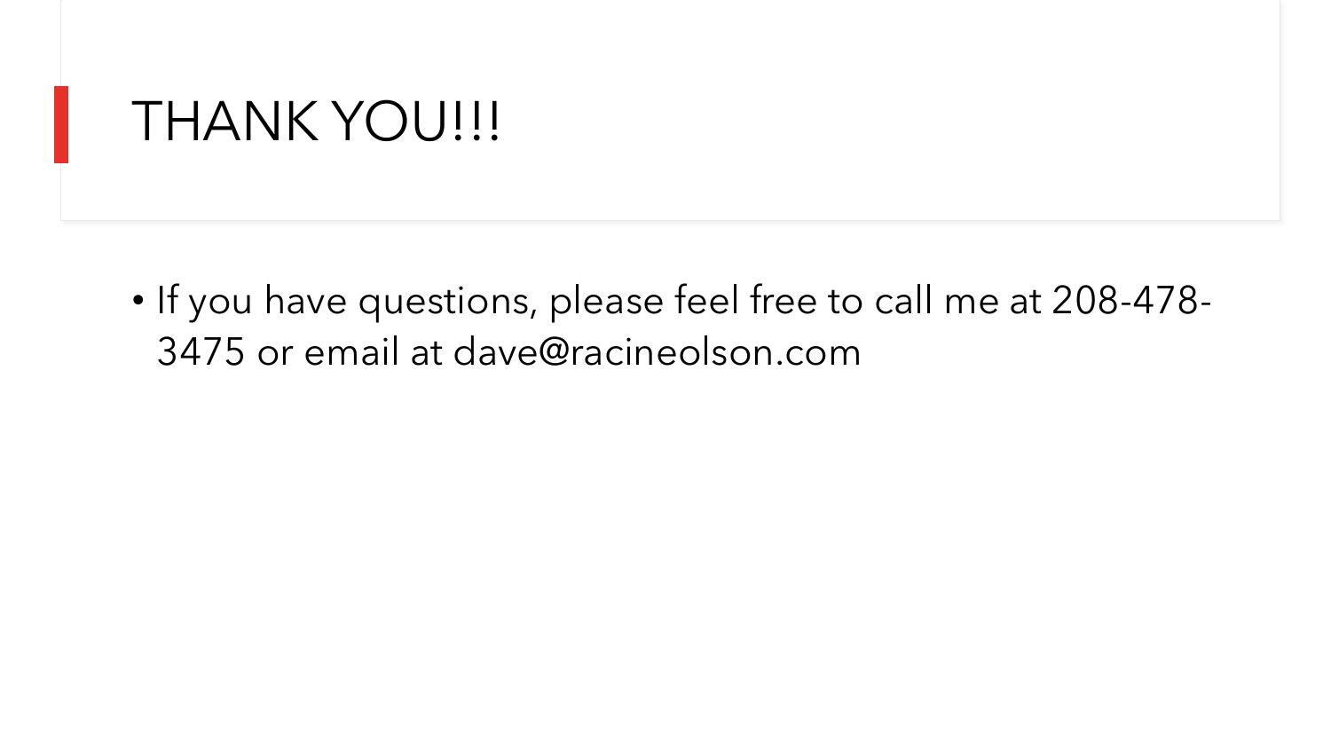# THANK YOU!!!

- If you have questions, please feel free to call me at 208-478-3475 or email at dave@racineolson.com